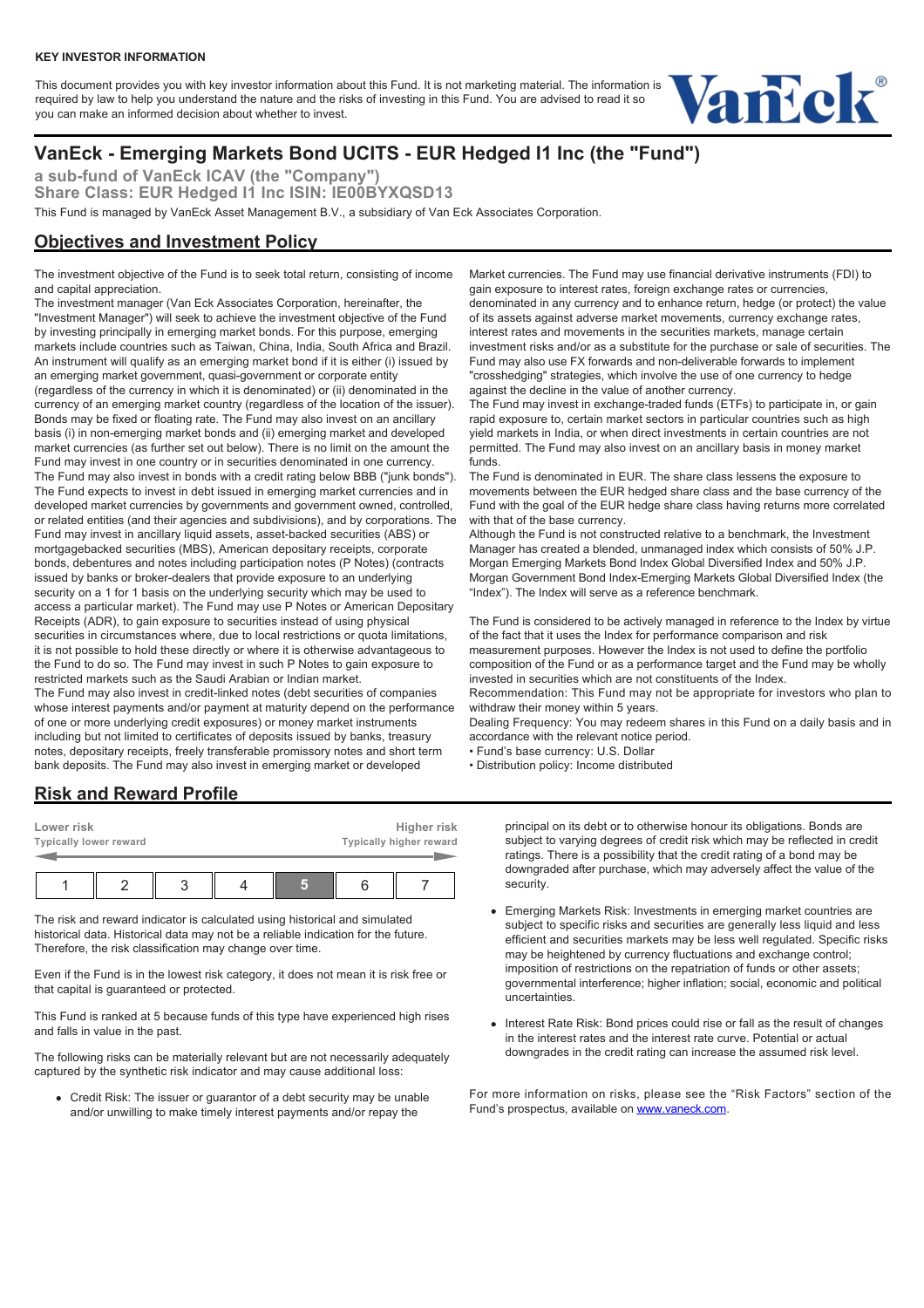**KEY INVESTOR INFORMATION**

This document provides you with key investor information about this Fund. It is not marketing material. The information is required by law to help you understand the nature and the risks of investing in this Fund. You are advised to read it so you can make an informed decision about whether to invest.

# VanEck - Emerging Markets Bond UCITS - EUR Hedged I1 Inc (the "Fund")

**a sub-fund of VanEck ICAV (the "Company")**
**Share Class: EUR Hedged I1 Inc ISIN: IE00BYXQSD13**

This Fund is managed by VanEck Asset Management B.V., a subsidiary of Van Eck Associates Corporation.

## Objectives and Investment Policy

The investment objective of the Fund is to seek total return, consisting of income and capital appreciation.

The investment manager (Van Eck Associates Corporation, hereinafter, the "Investment Manager") will seek to achieve the investment objective of the Fund by investing principally in emerging market bonds. For this purpose, emerging markets include countries such as Taiwan, China, India, South Africa and Brazil. An instrument will qualify as an emerging market bond if it is either (i) issued by an emerging market government, quasi-government or corporate entity (regardless of the currency in which it is denominated) or (ii) denominated in the currency of an emerging market country (regardless of the location of the issuer). Bonds may be fixed or floating rate. The Fund may also invest on an ancillary basis (i) in non-emerging market bonds and (ii) emerging market and developed market currencies (as further set out below). There is no limit on the amount the Fund may invest in one country or in securities denominated in one currency.

The Fund may also invest in bonds with a credit rating below BBB ("junk bonds"). The Fund expects to invest in debt issued in emerging market currencies and in developed market currencies by governments and government owned, controlled, or related entities (and their agencies and subdivisions), and by corporations. The Fund may invest in ancillary liquid assets, asset-backed securities (ABS) or mortgagebacked securities (MBS), American depositary receipts, corporate bonds, debentures and notes including participation notes (P Notes) (contracts issued by banks or broker-dealers that provide exposure to an underlying security on a 1 for 1 basis on the underlying security which may be used to access a particular market). The Fund may use P Notes or American Depositary Receipts (ADR), to gain exposure to securities instead of using physical securities in circumstances where, due to local restrictions or quota limitations, it is not possible to hold these directly or where it is otherwise advantageous to the Fund to do so. The Fund may invest in such P Notes to gain exposure to restricted markets such as the Saudi Arabian or Indian market.

The Fund may also invest in credit-linked notes (debt securities of companies whose interest payments and/or payment at maturity depend on the performance of one or more underlying credit exposures) or money market instruments including but not limited to certificates of deposits issued by banks, treasury notes, depositary receipts, freely transferable promissory notes and short term bank deposits. The Fund may also invest in emerging market or developed Market currencies. The Fund may use financial derivative instruments (FDI) to gain exposure to interest rates, foreign exchange rates or currencies, denominated in any currency and to enhance return, hedge (or protect) the value of its assets against adverse market movements, currency exchange rates, interest rates and movements in the securities markets, manage certain investment risks and/or as a substitute for the purchase or sale of securities. The Fund may also use FX forwards and non-deliverable forwards to implement "crosshedging" strategies, which involve the use of one currency to hedge against the decline in the value of another currency.

The Fund may invest in exchange-traded funds (ETFs) to participate in, or gain rapid exposure to, certain market sectors in particular countries such as high yield markets in India, or when direct investments in certain countries are not permitted. The Fund may also invest on an ancillary basis in money market funds.

The Fund is denominated in EUR. The share class lessens the exposure to movements between the EUR hedged share class and the base currency of the Fund with the goal of the EUR hedge share class having returns more correlated with that of the base currency.

Although the Fund is not constructed relative to a benchmark, the Investment Manager has created a blended, unmanaged index which consists of 50% J.P. Morgan Emerging Markets Bond Index Global Diversified Index and 50% J.P. Morgan Government Bond Index-Emerging Markets Global Diversified Index (the "Index"). The Index will serve as a reference benchmark.

The Fund is considered to be actively managed in reference to the Index by virtue of the fact that it uses the Index for performance comparison and risk measurement purposes. However the Index is not used to define the portfolio composition of the Fund or as a performance target and the Fund may be wholly invested in securities which are not constituents of the Index.

Recommendation: This Fund may not be appropriate for investors who plan to withdraw their money within 5 years.

Dealing Frequency: You may redeem shares in this Fund on a daily basis and in accordance with the relevant notice period.

- Fund's base currency: U.S. Dollar
- Distribution policy: Income distributed

## Risk and Reward Profile

| Lower risk<br>Typically lower reward | | | | | | Higher risk<br>Typically higher reward |
|---|---|---|---|---|---|---|
| 1 | 2 | 3 | 4 | **5** | 6 | 7 |

The risk and reward indicator is calculated using historical and simulated historical data. Historical data may not be a reliable indication for the future. Therefore, the risk classification may change over time.

Even if the Fund is in the lowest risk category, it does not mean it is risk free or that capital is guaranteed or protected.

This Fund is ranked at 5 because funds of this type have experienced high rises and falls in value in the past.

The following risks can be materially relevant but are not necessarily adequately captured by the synthetic risk indicator and may cause additional loss:

- Credit Risk: The issuer or guarantor of a debt security may be unable and/or unwilling to make timely interest payments and/or repay the principal on its debt or to otherwise honour its obligations. Bonds are subject to varying degrees of credit risk which may be reflected in credit ratings. There is a possibility that the credit rating of a bond may be downgraded after purchase, which may adversely affect the value of the security.
- Emerging Markets Risk: Investments in emerging market countries are subject to specific risks and securities are generally less liquid and less efficient and securities markets may be less well regulated. Specific risks may be heightened by currency fluctuations and exchange control; imposition of restrictions on the repatriation of funds or other assets; governmental interference; higher inflation; social, economic and political uncertainties.
- Interest Rate Risk: Bond prices could rise or fall as the result of changes in the interest rates and the interest rate curve. Potential or actual downgrades in the credit rating can increase the assumed risk level.

For more information on risks, please see the "Risk Factors" section of the Fund's prospectus, available on www.vaneck.com.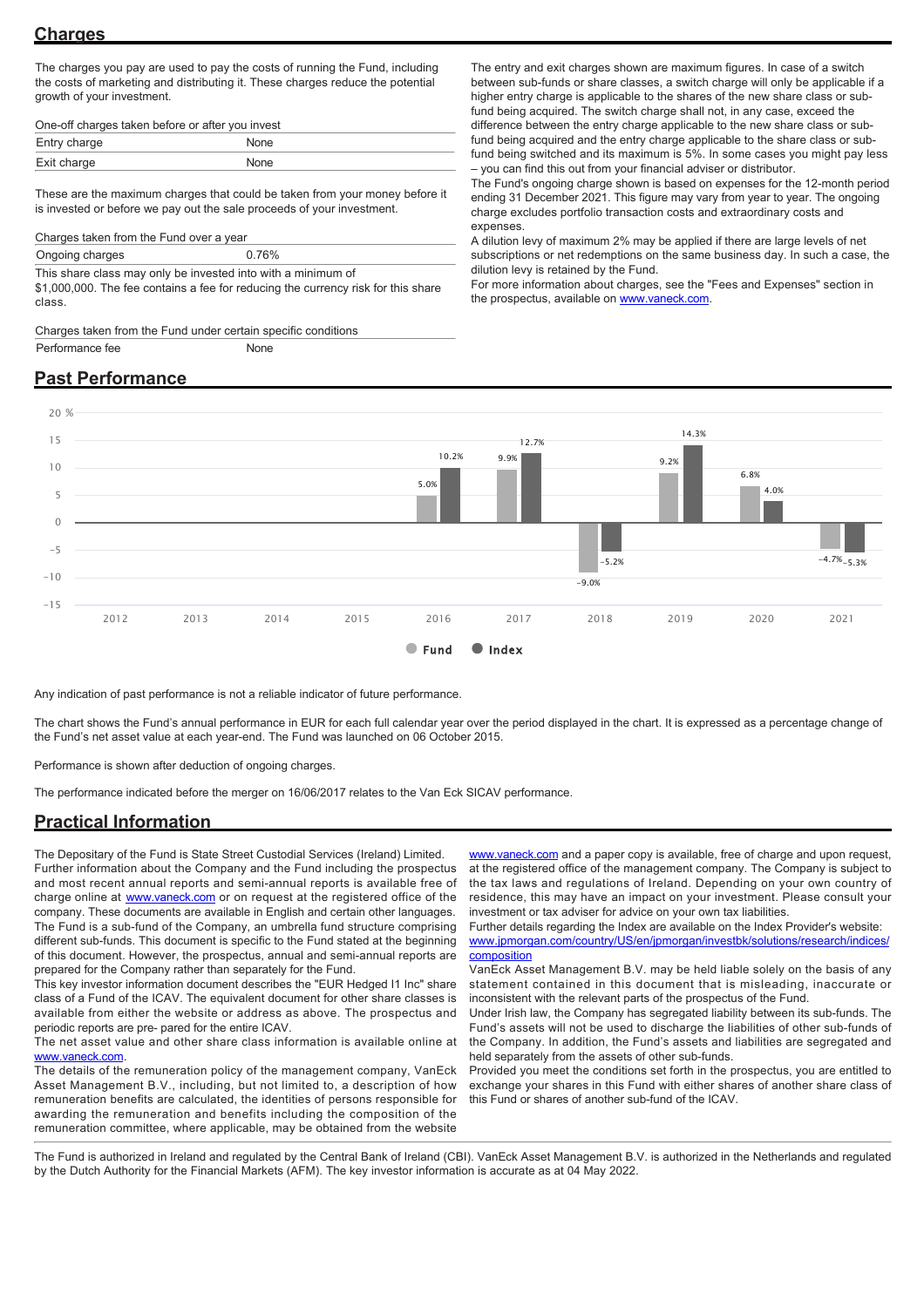## Charges

The charges you pay are used to pay the costs of running the Fund, including the costs of marketing and distributing it. These charges reduce the potential growth of your investment.

| One-off charges taken before or after you invest | |
|---|---|
| Entry charge | None |
| Exit charge | None |

These are the maximum charges that could be taken from your money before it is invested or before we pay out the sale proceeds of your investment.

| Charges taken from the Fund over a year | |
|---|---|
| Ongoing charges | 0.76% |

This share class may only be invested into with a minimum of $1,000,000. The fee contains a fee for reducing the currency risk for this share class.

| Charges taken from the Fund under certain specific conditions | |
|---|---|
| Performance fee | None |

The entry and exit charges shown are maximum figures. In case of a switch between sub-funds or share classes, a switch charge will only be applicable if a higher entry charge is applicable to the shares of the new share class or sub-fund being acquired. The switch charge shall not, in any case, exceed the difference between the entry charge applicable to the new share class or sub-fund being acquired and the entry charge applicable to the share class or sub-fund being switched and its maximum is 5%. In some cases you might pay less – you can find this out from your financial adviser or distributor.

The Fund's ongoing charge shown is based on expenses for the 12-month period ending 31 December 2021. This figure may vary from year to year. The ongoing charge excludes portfolio transaction costs and extraordinary costs and expenses.

A dilution levy of maximum 2% may be applied if there are large levels of net subscriptions or net redemptions on the same business day. In such a case, the dilution levy is retained by the Fund.

For more information about charges, see the "Fees and Expenses" section in the prospectus, available on www.vaneck.com.

## Past Performance

20 %
15
10
5
0
−5
−10
−15

2012 2013 2014 2015 2016 2017 2018 2019 2020 2021

5.0% 10.2%
9.9% 12.7%
−9.0% −5.2%
9.2% 14.3%
6.8% 4.0%
−4.7% −5.3%

Fund
Index

Any indication of past performance is not a reliable indicator of future performance.

The chart shows the Fund's annual performance in EUR for each full calendar year over the period displayed in the chart. It is expressed as a percentage change of the Fund's net asset value at each year-end. The Fund was launched on 06 October 2015.

Performance is shown after deduction of ongoing charges.

The performance indicated before the merger on 16/06/2017 relates to the Van Eck SICAV performance.

## Practical Information

The Depositary of the Fund is State Street Custodial Services (Ireland) Limited.

Further information about the Company and the Fund including the prospectus and most recent annual reports and semi-annual reports is available free of charge online at www.vaneck.com or on request at the registered office of the company. These documents are available in English and certain other languages.

The Fund is a sub-fund of the Company, an umbrella fund structure comprising different sub-funds. This document is specific to the Fund stated at the beginning of this document. However, the prospectus, annual and semi-annual reports are prepared for the Company rather than separately for the Fund.

This key investor information document describes the "EUR Hedged I1 Inc" share class of a Fund of the ICAV. The equivalent document for other share classes is available from either the website or address as above. The prospectus and periodic reports are pre- pared for the entire ICAV.

The net asset value and other share class information is available online at www.vaneck.com.

The details of the remuneration policy of the management company, VanEck Asset Management B.V., including, but not limited to, a description of how remuneration benefits are calculated, the identities of persons responsible for awarding the remuneration and benefits including the composition of the remuneration committee, where applicable, may be obtained from the website www.vaneck.com and a paper copy is available, free of charge and upon request, at the registered office of the management company. The Company is subject to the tax laws and regulations of Ireland. Depending on your own country of residence, this may have an impact on your investment. Please consult your investment or tax adviser for advice on your own tax liabilities.

Further details regarding the Index are available on the Index Provider's website: www.jpmorgan.com/country/US/en/jpmorgan/investbk/solutions/research/indices/composition

VanEck Asset Management B.V. may be held liable solely on the basis of any statement contained in this document that is misleading, inaccurate or inconsistent with the relevant parts of the prospectus of the Fund.

Under Irish law, the Company has segregated liability between its sub-funds. The Fund's assets will not be used to discharge the liabilities of other sub-funds of the Company. In addition, the Fund's assets and liabilities are segregated and held separately from the assets of other sub-funds.

Provided you meet the conditions set forth in the prospectus, you are entitled to exchange your shares in this Fund with either shares of another share class of this Fund or shares of another sub-fund of the ICAV.

The Fund is authorized in Ireland and regulated by the Central Bank of Ireland (CBI). VanEck Asset Management B.V. is authorized in the Netherlands and regulated by the Dutch Authority for the Financial Markets (AFM). The key investor information is accurate as at 04 May 2022.